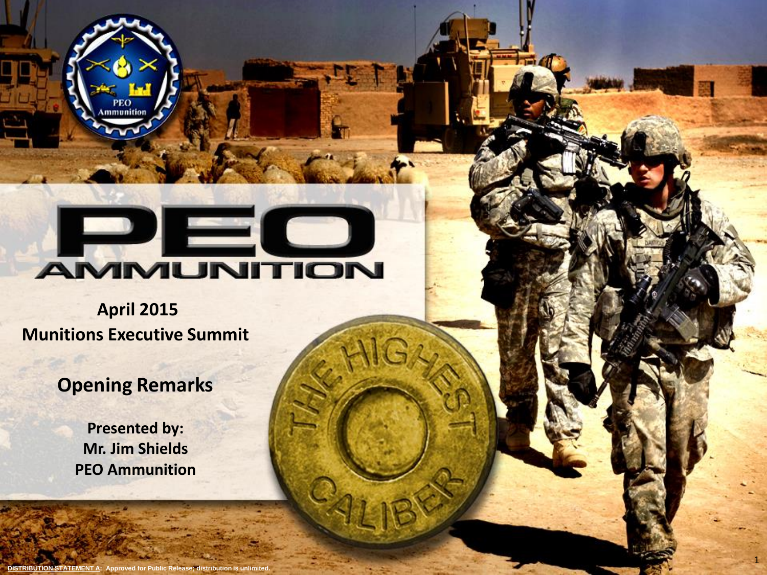# PEO AMMUNITION

**April 2015**
**Munitions Executive Summit**

## Opening Remarks

**Presented by:**
**Mr. Jim Shields**
**PEO Ammunition**

DISTRIBUTION STATEMENT A: Approved for Public Release; distribution is unlimited.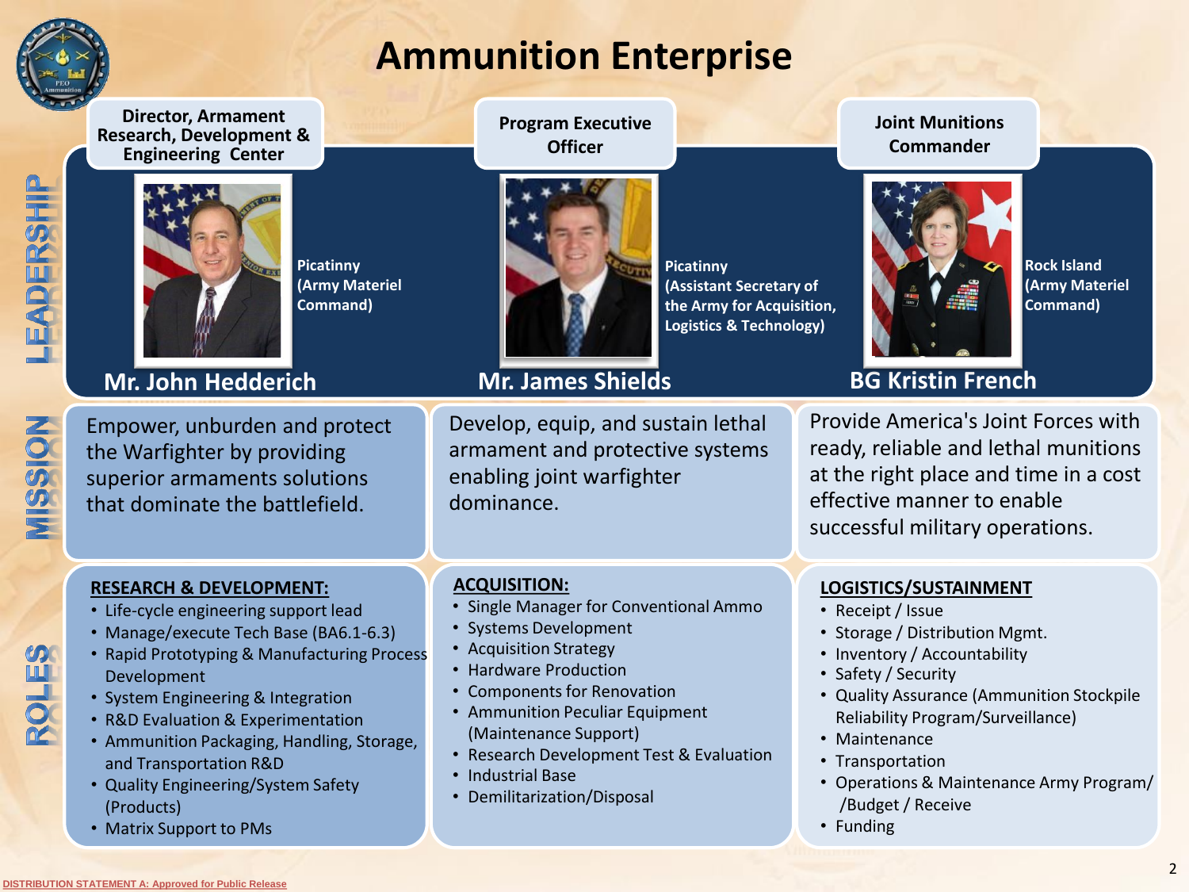# Ammunition Enterprise

## LEADERSHIP

| Director, Armament Research, Development & Engineering Center | Program Executive Officer | Joint Munitions Commander |
|---|---|---|
| **Mr. John Hedderich** | **Mr. James Shields** | **BG Kristin French** |
| Picatinny (Army Materiel Command) | Picatinny (Assistant Secretary of the Army for Acquisition, Logistics & Technology) | Rock Island (Army Materiel Command) |

## MISSION

| Director, Armament Research, Development & Engineering Center | Program Executive Officer | Joint Munitions Commander |
|---|---|---|
| Empower, unburden and protect the Warfighter by providing superior armaments solutions that dominate the battlefield. | Develop, equip, and sustain lethal armament and protective systems enabling joint warfighter dominance. | Provide America's Joint Forces with ready, reliable and lethal munitions at the right place and time in a cost effective manner to enable successful military operations. |

## ROLES

**RESEARCH & DEVELOPMENT:**

- Life-cycle engineering support lead
- Manage/execute Tech Base (BA6.1-6.3)
- Rapid Prototyping & Manufacturing Process Development
- System Engineering & Integration
- R&D Evaluation & Experimentation
- Ammunition Packaging, Handling, Storage, and Transportation R&D
- Quality Engineering/System Safety (Products)
- Matrix Support to PMs

**ACQUISITION:**

- Single Manager for Conventional Ammo
- Systems Development
- Acquisition Strategy
- Hardware Production
- Components for Renovation
- Ammunition Peculiar Equipment (Maintenance Support)
- Research Development Test & Evaluation
- Industrial Base
- Demilitarization/Disposal

**LOGISTICS/SUSTAINMENT**

- Receipt / Issue
- Storage / Distribution Mgmt.
- Inventory / Accountability
- Safety / Security
- Quality Assurance (Ammunition Stockpile Reliability Program/Surveillance)
- Maintenance
- Transportation
- Operations & Maintenance Army Program/ /Budget / Receive
- Funding

DISTRIBUTION STATEMENT A: Approved for Public Release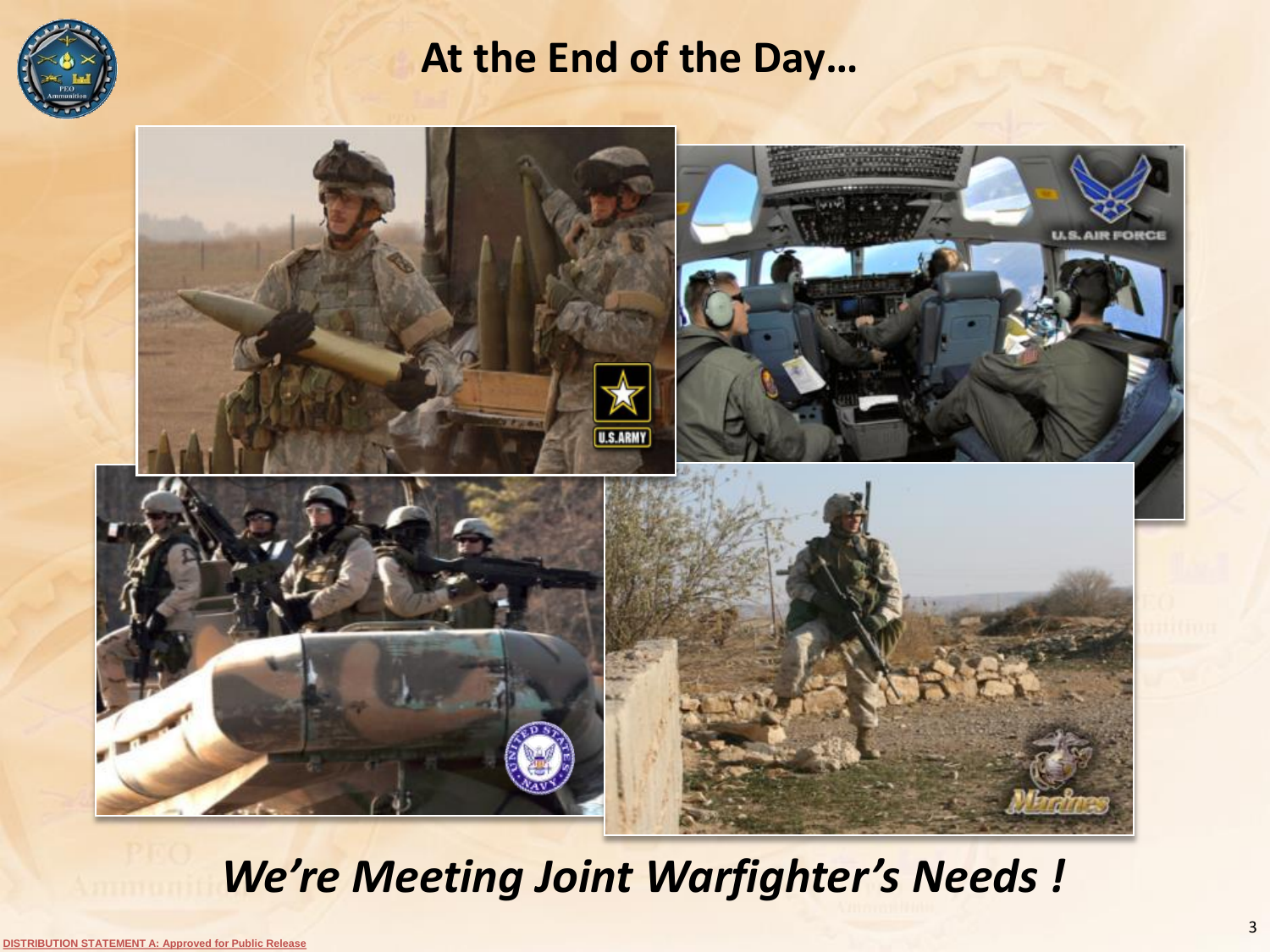# At the End of the Day…

***We're Meeting Joint Warfighter's Needs !***

DISTRIBUTION STATEMENT A: Approved for Public Release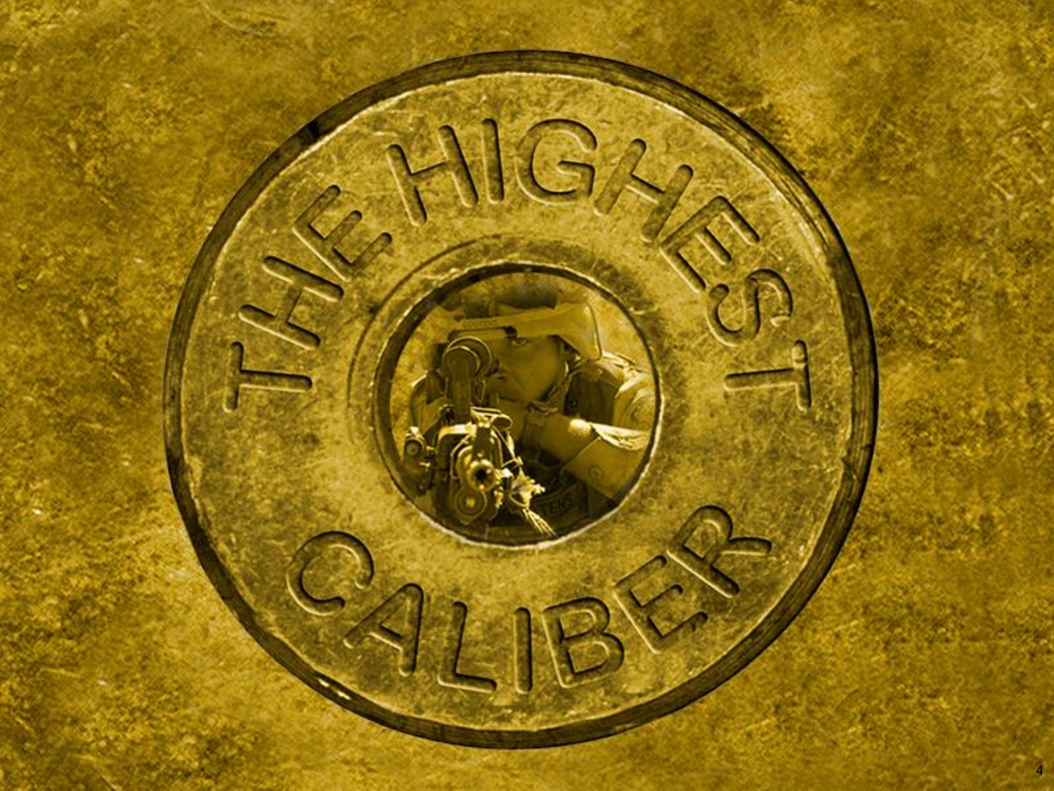THE HIGHEST CALIBER